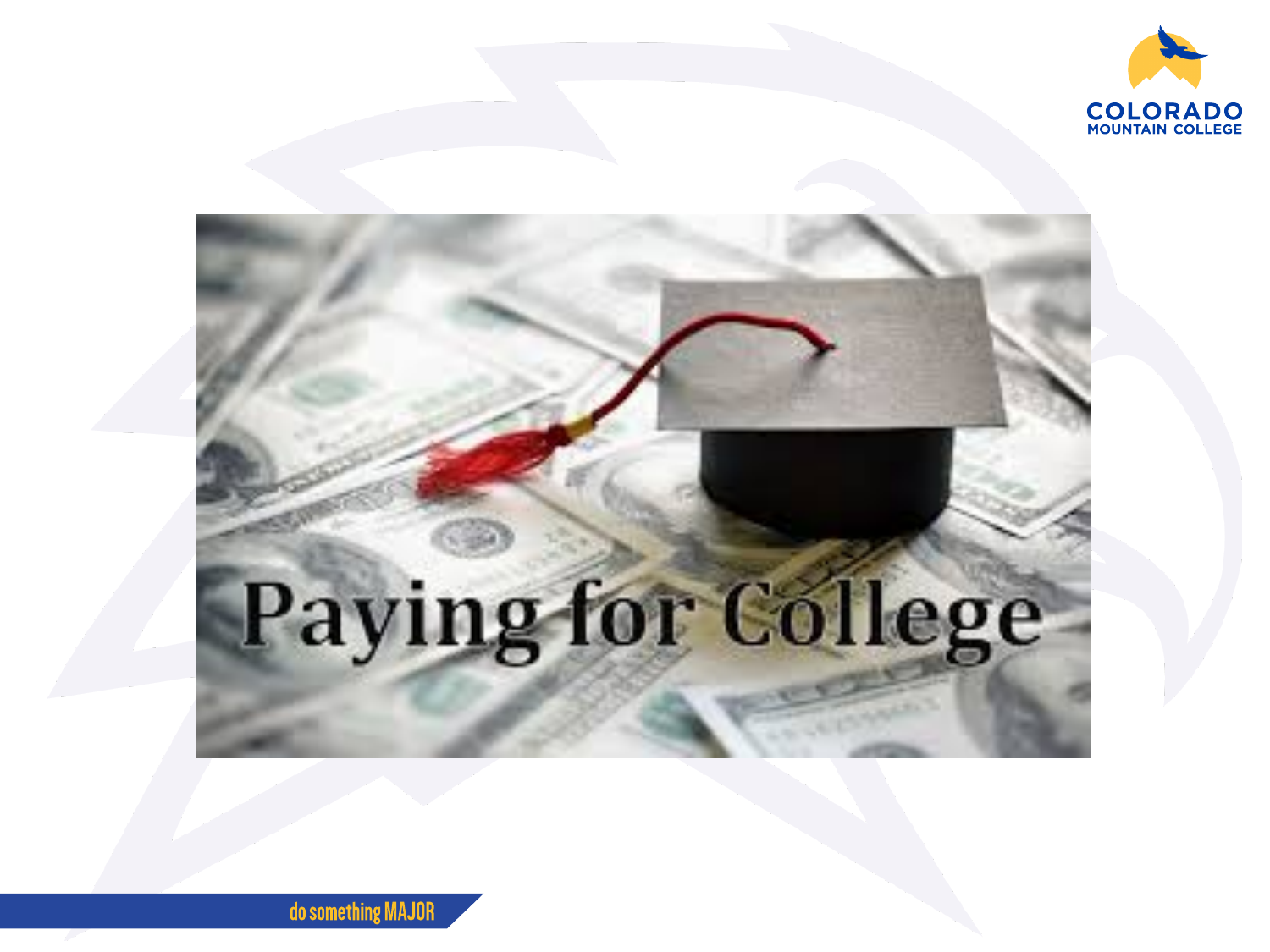# Paying for College

COLORADO MOUNTAIN COLLEGE

do something MAJOR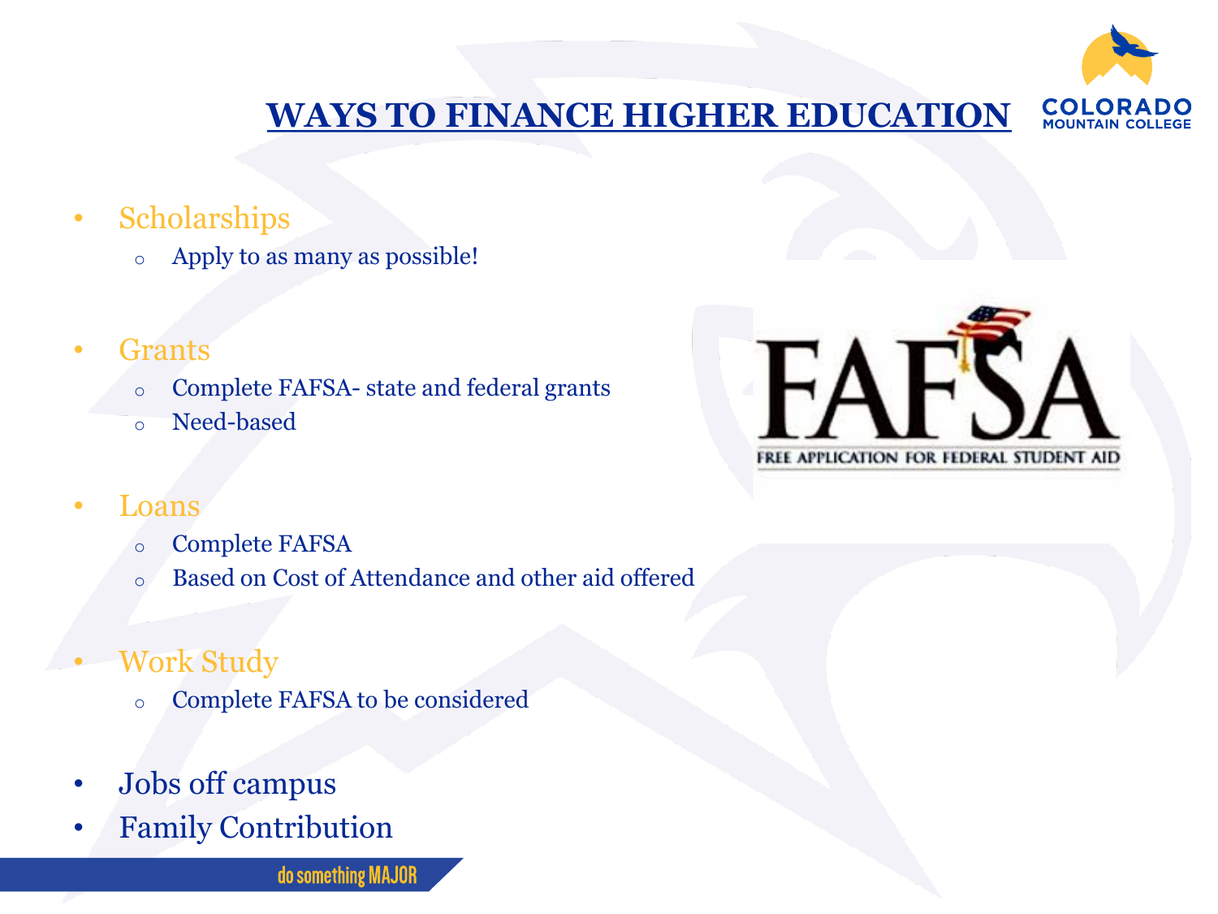# WAYS TO FINANCE HIGHER EDUCATION

- Scholarships
  - Apply to as many as possible!
- Grants
  - Complete FAFSA- state and federal grants
  - Need-based
- Loans
  - Complete FAFSA
  - Based on Cost of Attendance and other aid offered
- Work Study
  - Complete FAFSA to be considered
- Jobs off campus
- Family Contribution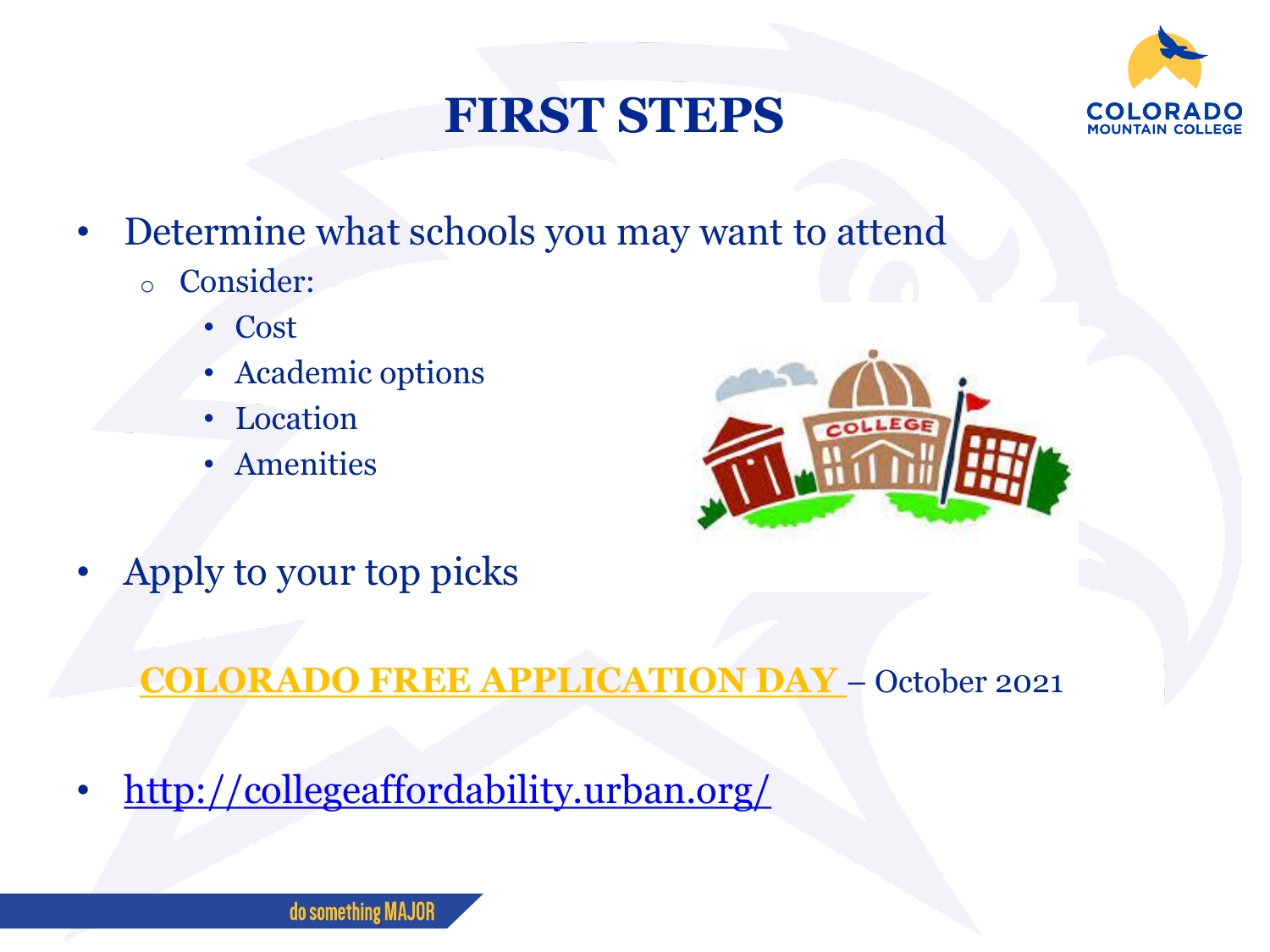# FIRST STEPS

- Determine what schools you may want to attend
  - Consider:
    - Cost
    - Academic options
    - Location
    - Amenities

- Apply to your top picks

**COLORADO FREE APPLICATION DAY** – October 2021

- http://collegeaffordability.urban.org/

do something MAJOR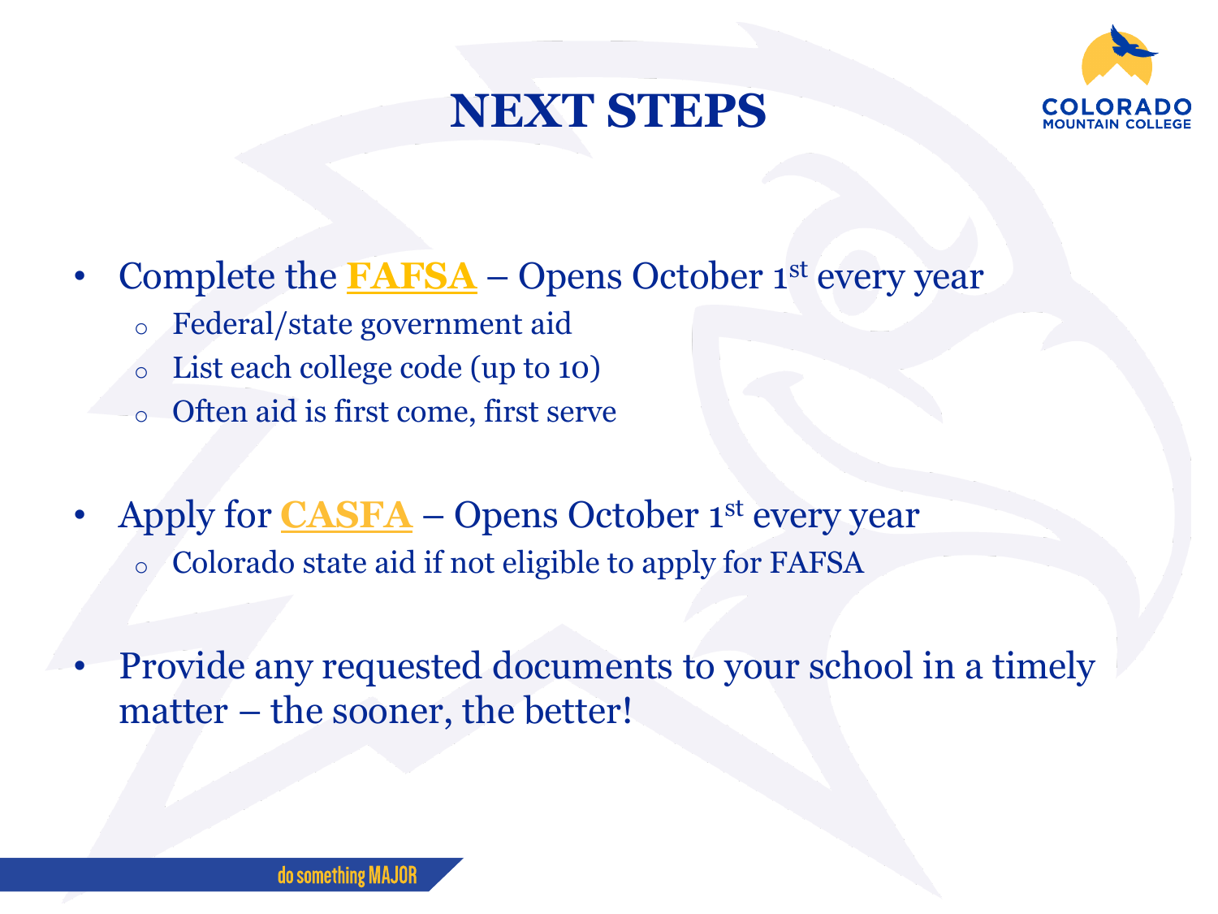# NEXT STEPS

- Complete the **FAFSA** – Opens October 1st every year
  - Federal/state government aid
  - List each college code (up to 10)
  - Often aid is first come, first serve

- Apply for **CASFA** – Opens October 1st every year
  - Colorado state aid if not eligible to apply for FAFSA

- Provide any requested documents to your school in a timely matter – the sooner, the better!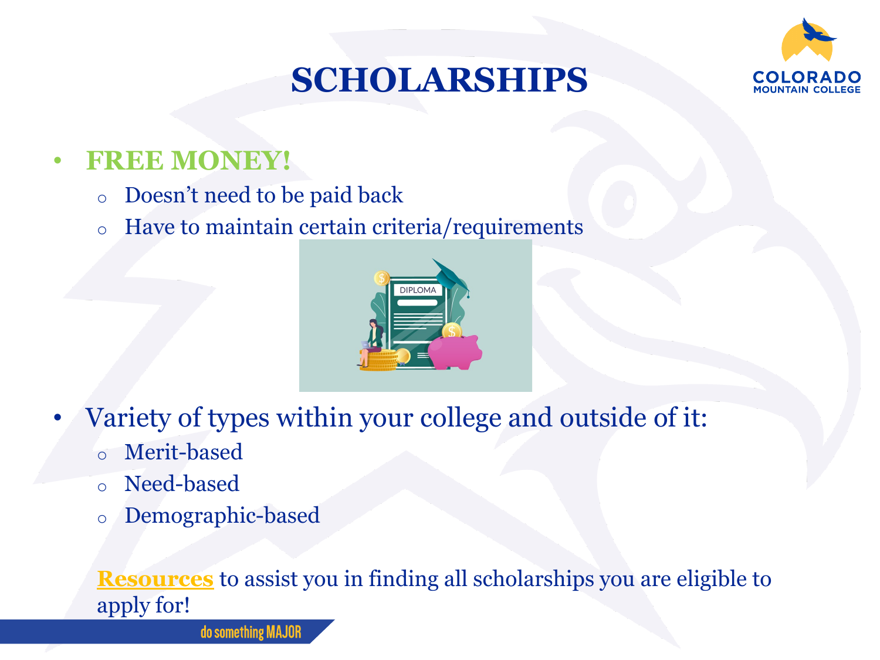# SCHOLARSHIPS

- **FREE MONEY!**
  - Doesn't need to be paid back
  - Have to maintain certain criteria/requirements

- Variety of types within your college and outside of it:
  - Merit-based
  - Need-based
  - Demographic-based

**Resources** to assist you in finding all scholarships you are eligible to apply for!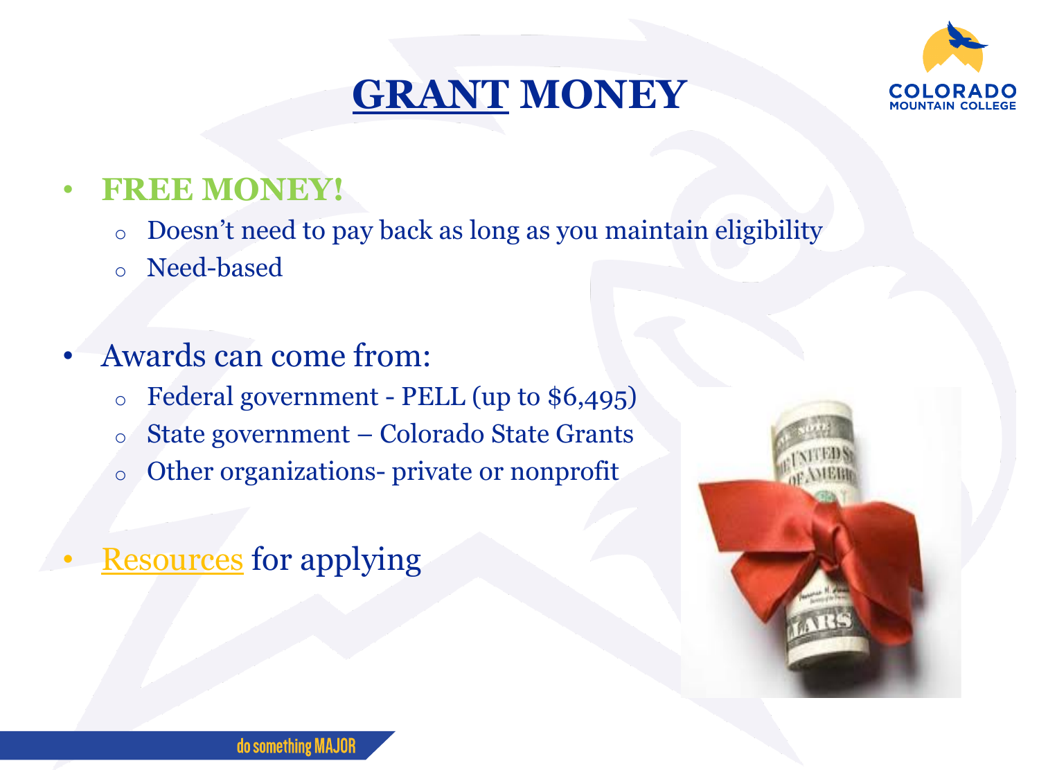# GRANT MONEY

- **FREE MONEY!**
  - Doesn't need to pay back as long as you maintain eligibility
  - Need-based

- Awards can come from:
  - Federal government - PELL (up to $6,495)
  - State government – Colorado State Grants
  - Other organizations- private or nonprofit

- Resources for applying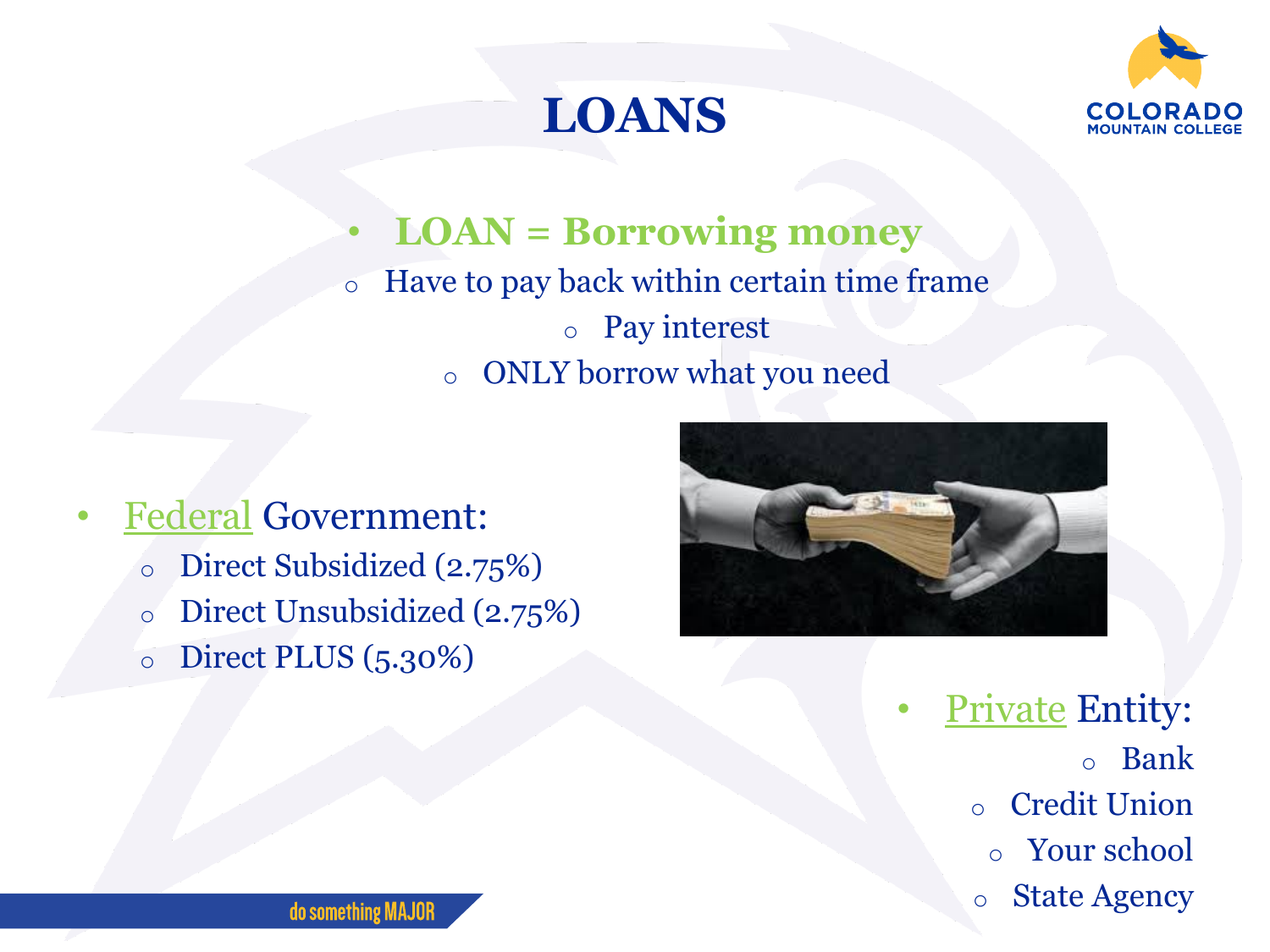# LOANS

- **LOAN = Borrowing money**
  - Have to pay back within certain time frame
  - Pay interest
  - ONLY borrow what you need

- Federal Government:
  - Direct Subsidized (2.75%)
  - Direct Unsubsidized (2.75%)
  - Direct PLUS (5.30%)

- Private Entity:
  - Bank
  - Credit Union
  - Your school
  - State Agency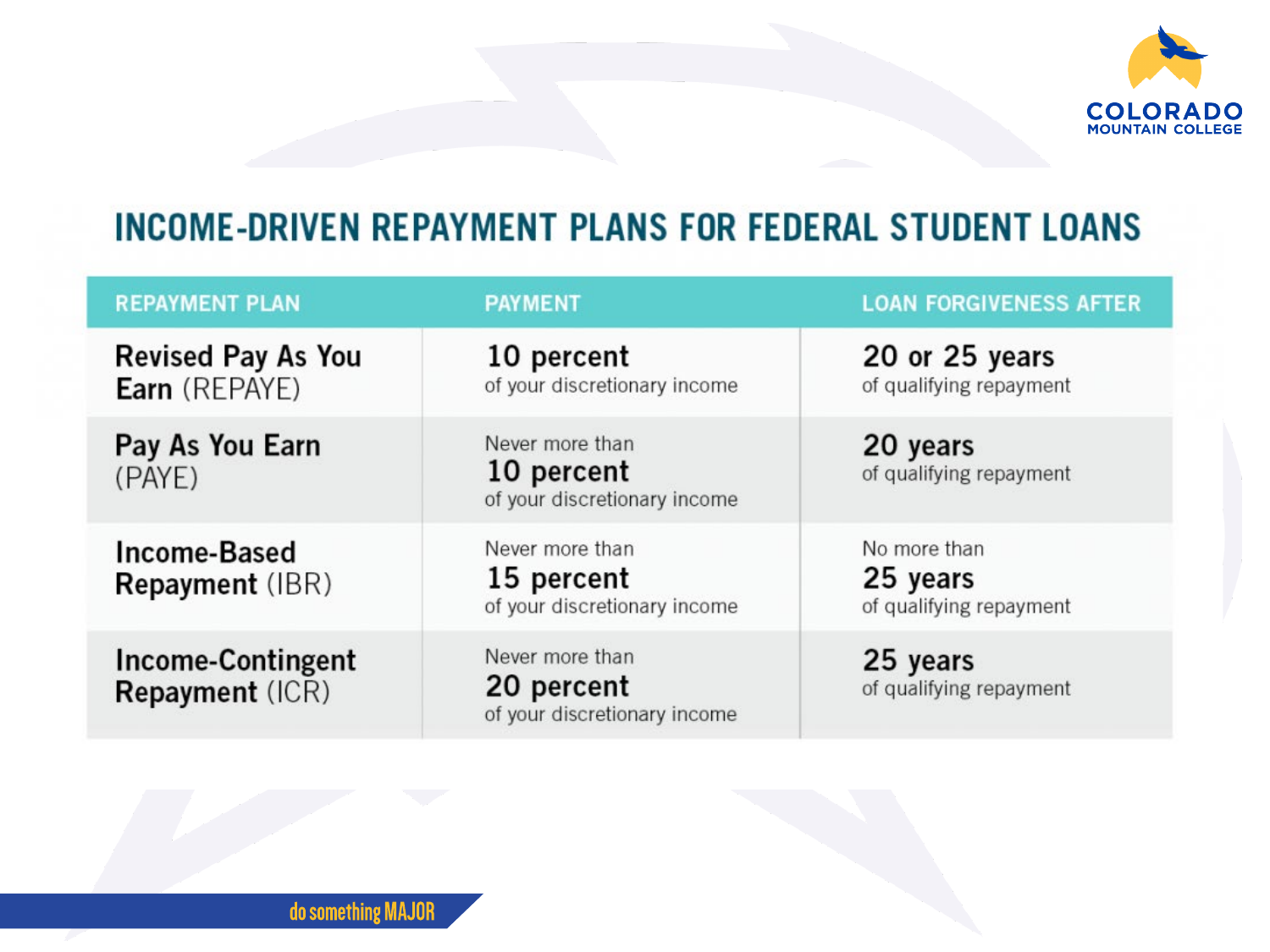# INCOME-DRIVEN REPAYMENT PLANS FOR FEDERAL STUDENT LOANS

| REPAYMENT PLAN | PAYMENT | LOAN FORGIVENESS AFTER |
|---|---|---|
| **Revised Pay As You Earn** (REPAYE) | **10 percent** of your discretionary income | **20 or 25 years** of qualifying repayment |
| **Pay As You Earn** (PAYE) | Never more than **10 percent** of your discretionary income | **20 years** of qualifying repayment |
| **Income-Based Repayment** (IBR) | Never more than **15 percent** of your discretionary income | No more than **25 years** of qualifying repayment |
| **Income-Contingent Repayment** (ICR) | Never more than **20 percent** of your discretionary income | **25 years** of qualifying repayment |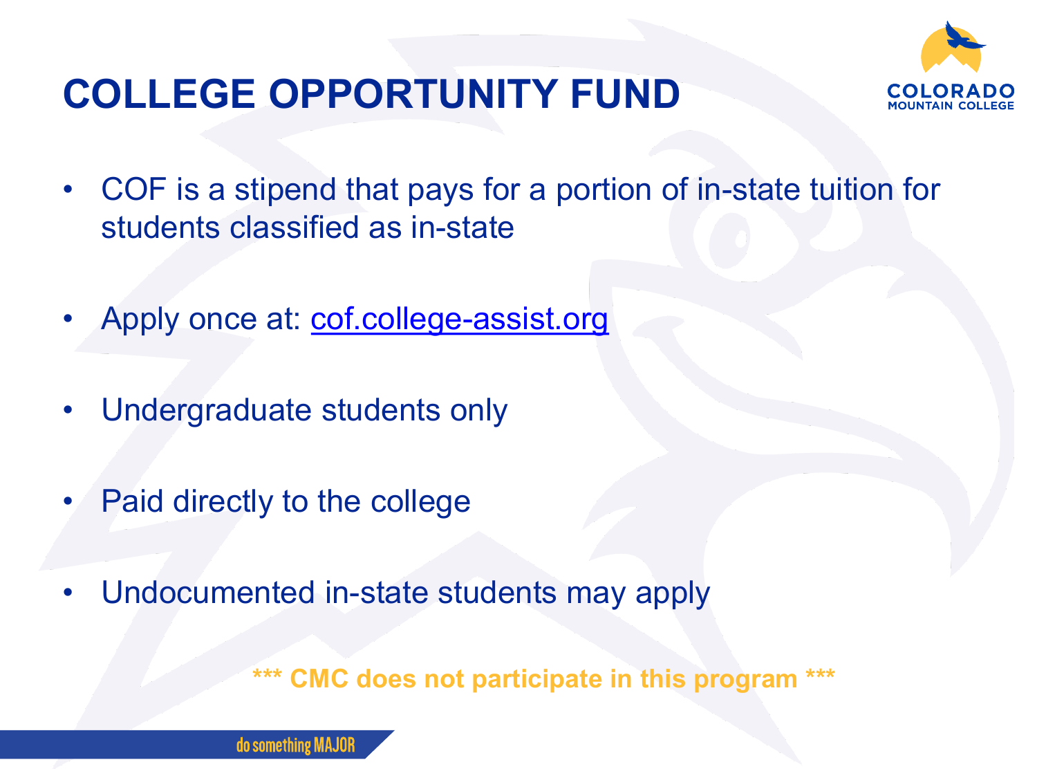# COLLEGE OPPORTUNITY FUND

- COF is a stipend that pays for a portion of in-state tuition for students classified as in-state
- Apply once at: [cof.college-assist.org](cof.college-assist.org)
- Undergraduate students only
- Paid directly to the college
- Undocumented in-state students may apply

**\*\*\* CMC does not participate in this program \*\*\***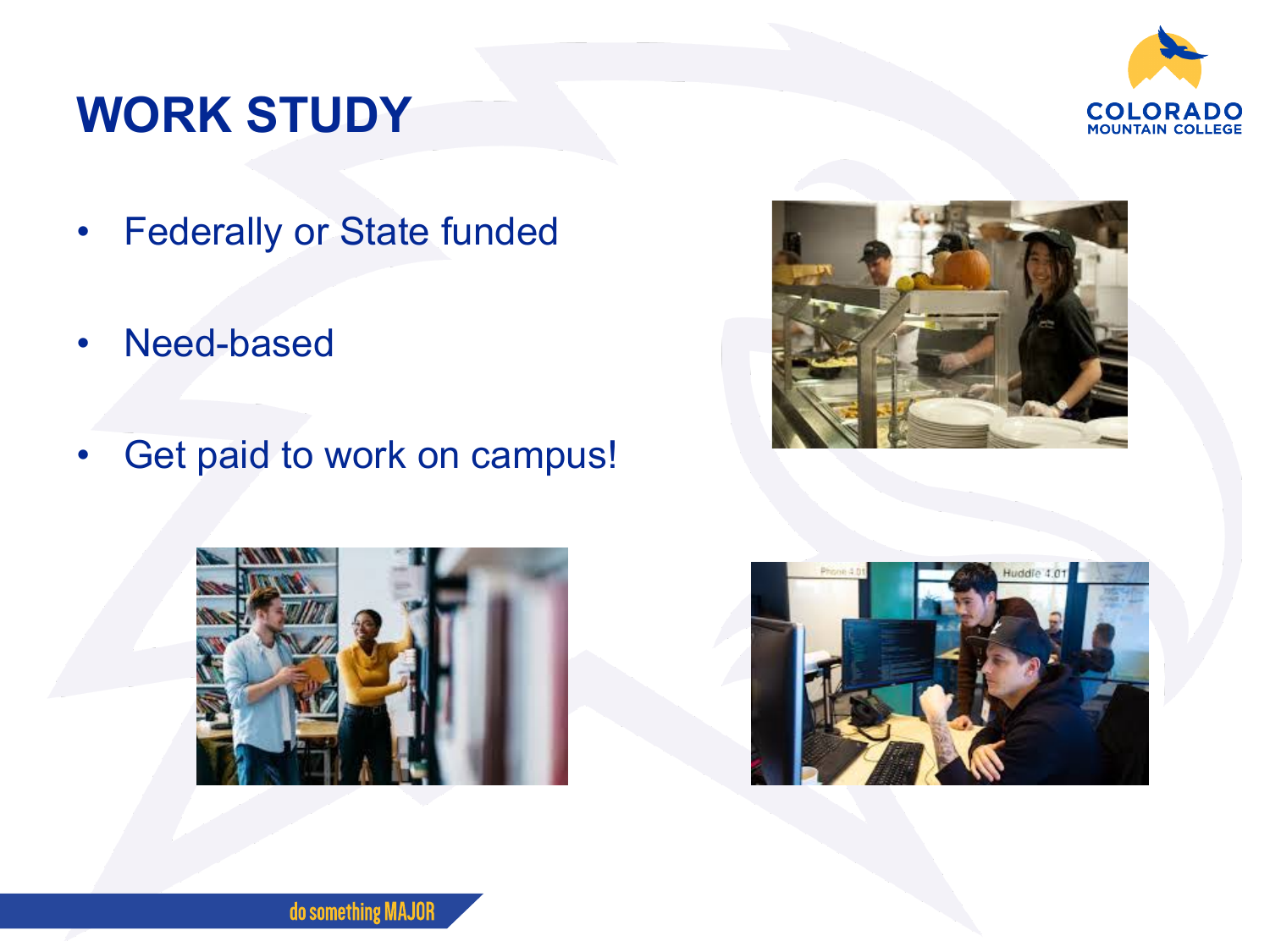# WORK STUDY

- Federally or State funded
- Need-based
- Get paid to work on campus!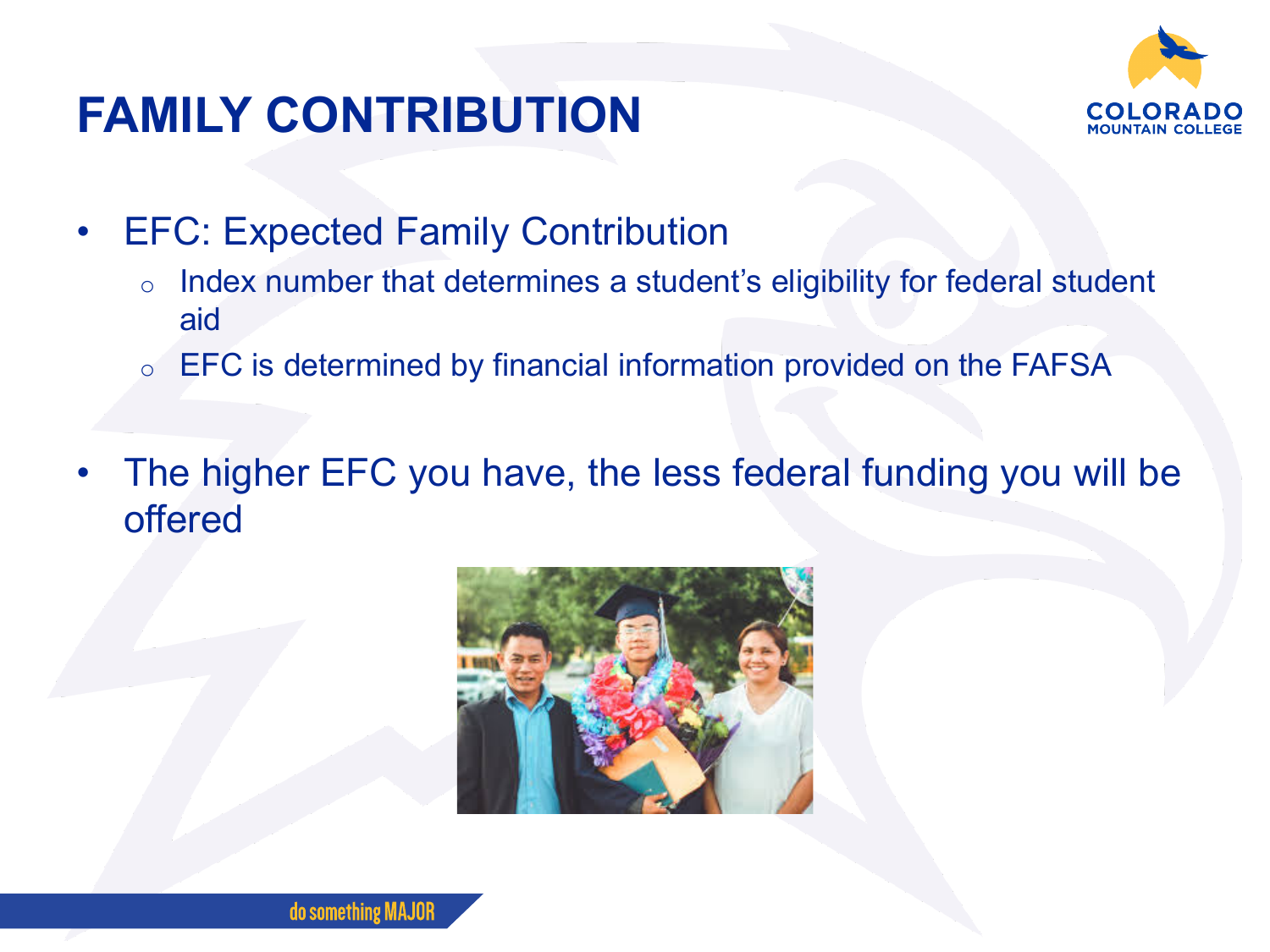# FAMILY CONTRIBUTION

- EFC: Expected Family Contribution
  - Index number that determines a student's eligibility for federal student aid
  - EFC is determined by financial information provided on the FAFSA

- The higher EFC you have, the less federal funding you will be offered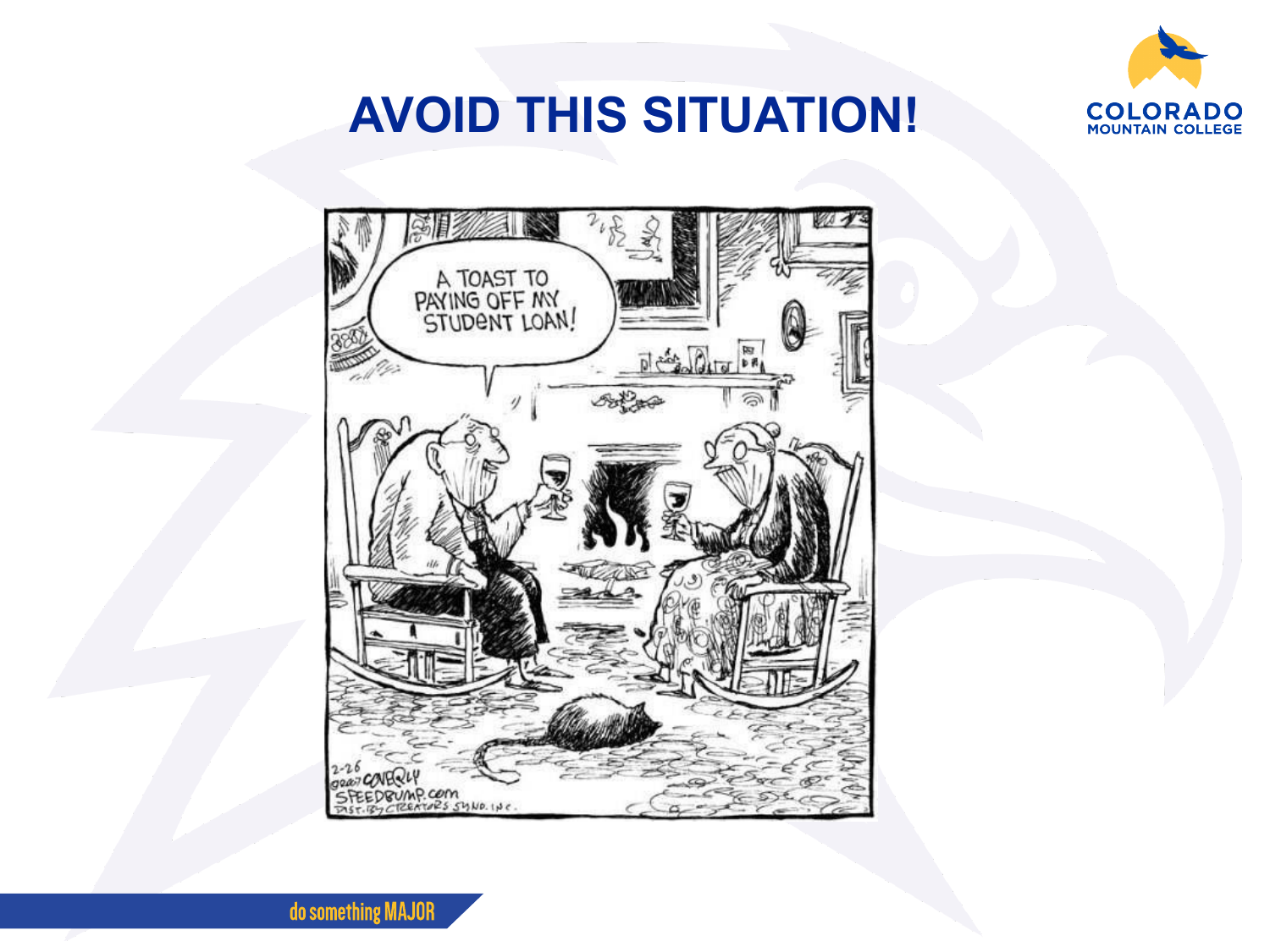# AVOID THIS SITUATION!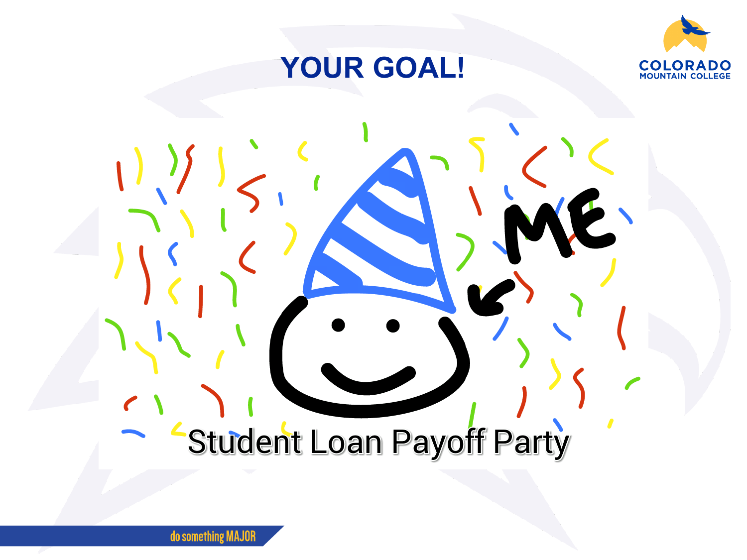# YOUR GOAL!

ME

Student Loan Payoff Party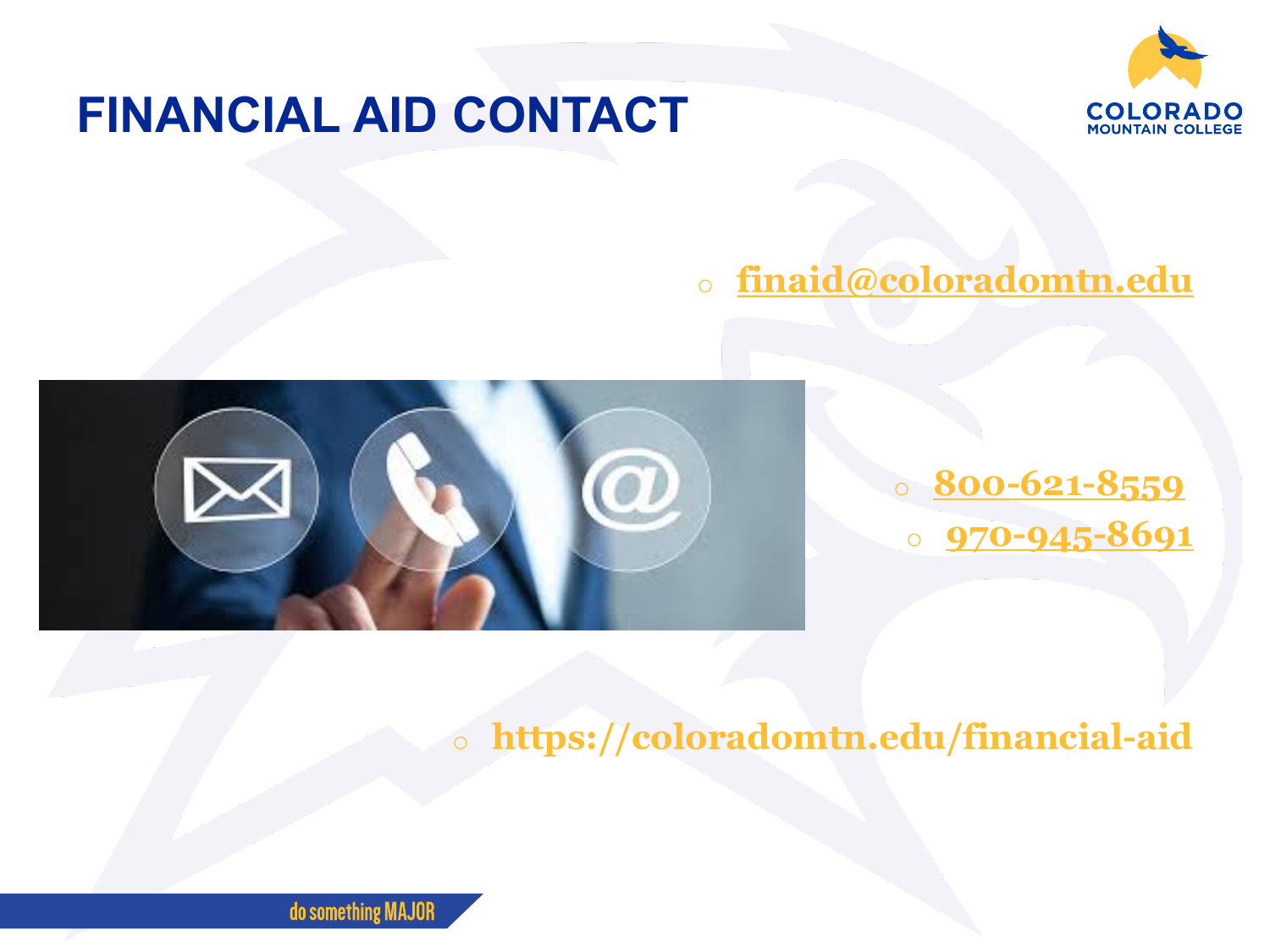# FINANCIAL AID CONTACT

- finaid@coloradomtn.edu

- 800-621-8559
- 970-945-8691

- https://coloradomtn.edu/financial-aid